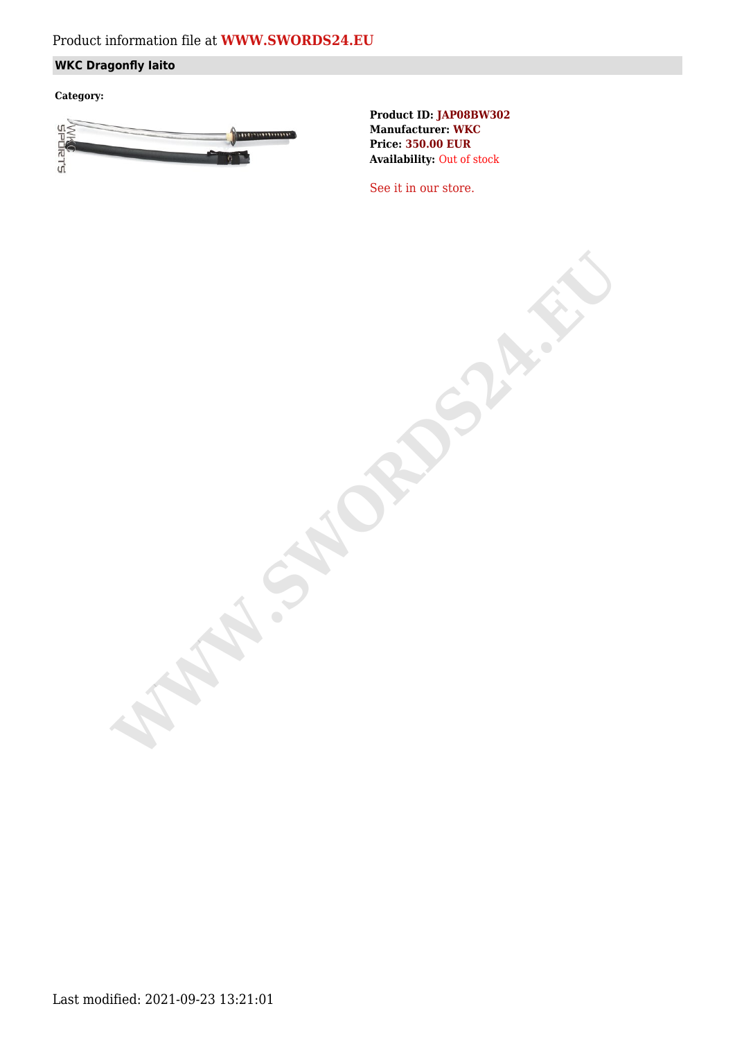Product information file at **WWW.SWORDS24.EU**

## WKC Dragonfly Iaito

**Category:**

**Product ID:** JAP08BW302
**Manufacturer:** WKC
**Price:** 350.00 EUR
**Availability:** Out of stock

See it in our store.

Last modified: 2021-09-23 13:21:01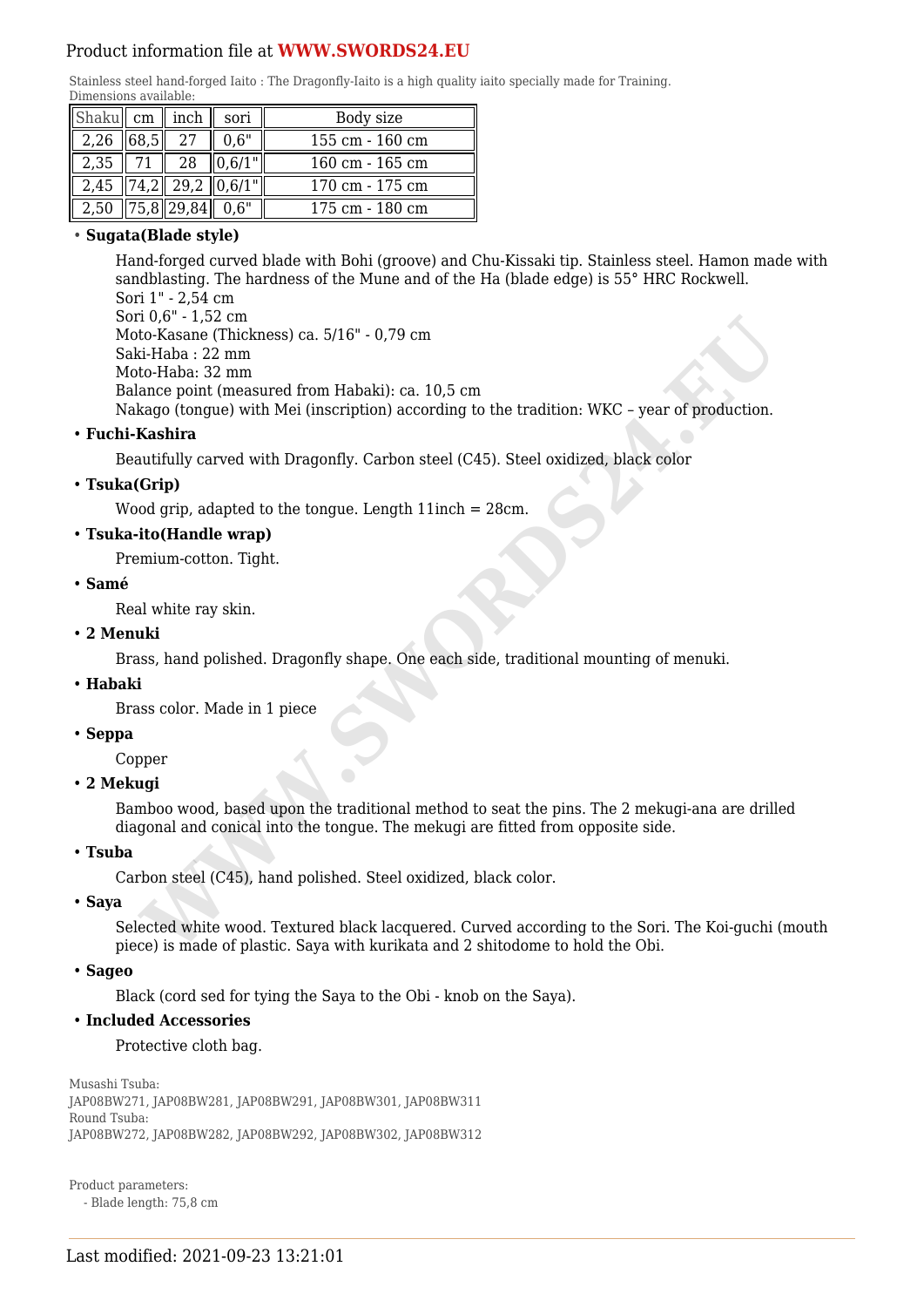Product information file at **WWW.SWORDS24.EU**

Stainless steel hand-forged Iaito : The Dragonfly-Iaito is a high quality iaito specially made for Training.
Dimensions available:

| Shaku | cm | inch | sori | Body size |
|---|---|---|---|---|
| 2,26 | 68,5 | 27 | 0,6" | 155 cm - 160 cm |
| 2,35 | 71 | 28 | 0,6/1" | 160 cm - 165 cm |
| 2,45 | 74,2 | 29,2 | 0,6/1" | 170 cm - 175 cm |
| 2,50 | 75,8 | 29,84 | 0,6" | 175 cm - 180 cm |

- **Sugata(Blade style)**

  Hand-forged curved blade with Bohi (groove) and Chu-Kissaki tip. Stainless steel. Hamon made with sandblasting. The hardness of the Mune and of the Ha (blade edge) is 55° HRC Rockwell.
  Sori 1" - 2,54 cm
  Sori 0,6" - 1,52 cm
  Moto-Kasane (Thickness) ca. 5/16" - 0,79 cm
  Saki-Haba : 22 mm
  Moto-Haba: 32 mm
  Balance point (measured from Habaki): ca. 10,5 cm
  Nakago (tongue) with Mei (inscription) according to the tradition: WKC – year of production.

- **Fuchi-Kashira**

  Beautifully carved with Dragonfly. Carbon steel (C45). Steel oxidized, black color

- **Tsuka(Grip)**

  Wood grip, adapted to the tongue. Length 11inch = 28cm.

- **Tsuka-ito(Handle wrap)**

  Premium-cotton. Tight.

- **Samé**

  Real white ray skin.

- **2 Menuki**

  Brass, hand polished. Dragonfly shape. One each side, traditional mounting of menuki.

- **Habaki**

  Brass color. Made in 1 piece

- **Seppa**

  Copper

- **2 Mekugi**

  Bamboo wood, based upon the traditional method to seat the pins. The 2 mekugi-ana are drilled diagonal and conical into the tongue. The mekugi are fitted from opposite side.

- **Tsuba**

  Carbon steel (C45), hand polished. Steel oxidized, black color.

- **Saya**

  Selected white wood. Textured black lacquered. Curved according to the Sori. The Koi-guchi (mouth piece) is made of plastic. Saya with kurikata and 2 shitodome to hold the Obi.

- **Sageo**

  Black (cord sed for tying the Saya to the Obi - knob on the Saya).

- **Included Accessories**

  Protective cloth bag.

Musashi Tsuba:
JAP08BW271, JAP08BW281, JAP08BW291, JAP08BW301, JAP08BW311
Round Tsuba:
JAP08BW272, JAP08BW282, JAP08BW292, JAP08BW302, JAP08BW312

Product parameters:
- Blade length: 75,8 cm

Last modified: 2021-09-23 13:21:01